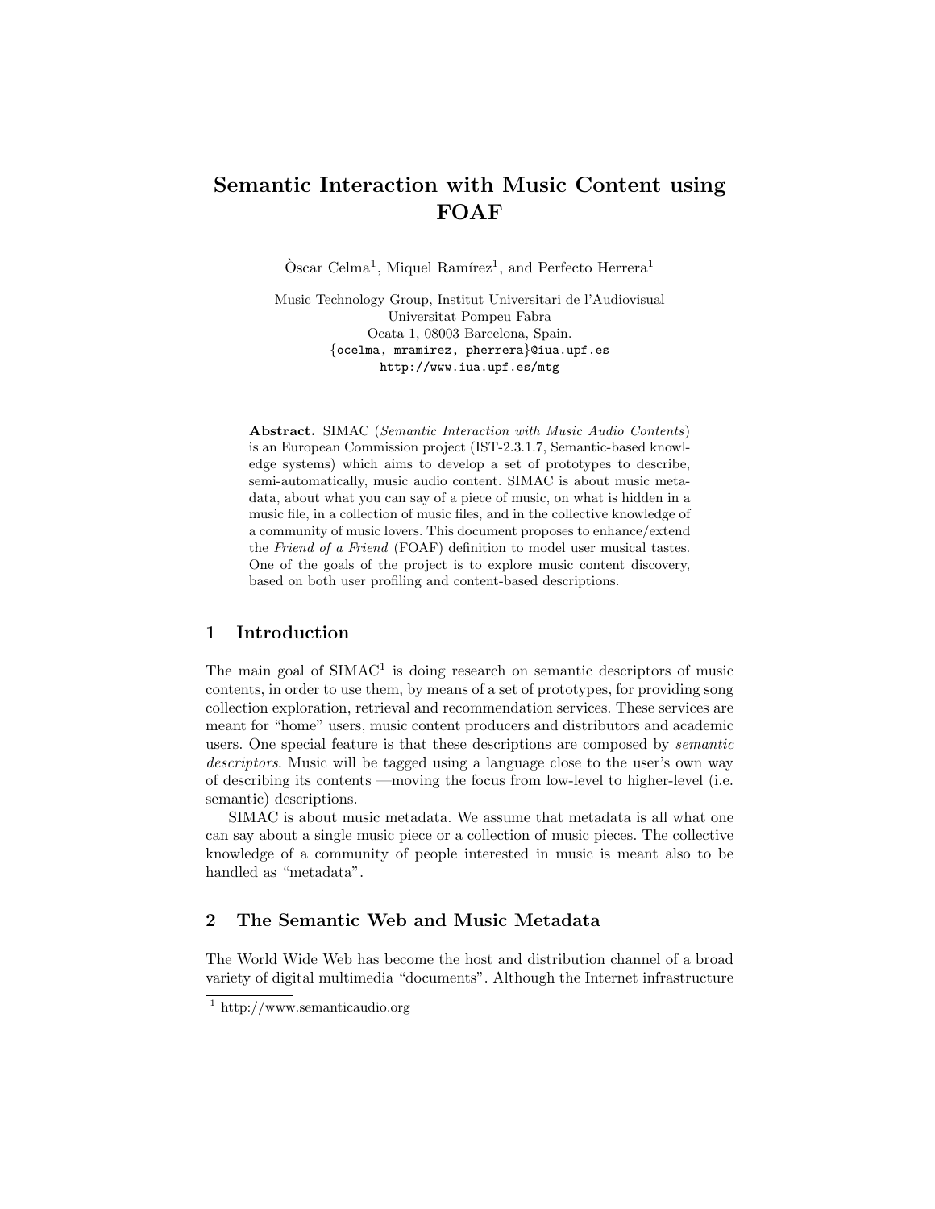# Semantic Interaction with Music Content using FOAF

Òscar Celma[1], Miquel Ramírez[1], and Perfecto Herrera[1]

Music Technology Group, Institut Universitari de l'Audiovisual
Universitat Pompeu Fabra
Ocata 1, 08003 Barcelona, Spain.
{ocelma, mramirez, pherrera}@iua.upf.es
http://www.iua.upf.es/mtg

**Abstract.** SIMAC (*Semantic Interaction with Music Audio Contents*) is an European Commission project (IST-2.3.1.7, Semantic-based knowledge systems) which aims to develop a set of prototypes to describe, semi-automatically, music audio content. SIMAC is about music metadata, about what you can say of a piece of music, on what is hidden in a music file, in a collection of music files, and in the collective knowledge of a community of music lovers. This document proposes to enhance/extend the *Friend of a Friend* (FOAF) definition to model user musical tastes. One of the goals of the project is to explore music content discovery, based on both user profiling and content-based descriptions.

## 1 Introduction

The main goal of SIMAC[1] is doing research on semantic descriptors of music contents, in order to use them, by means of a set of prototypes, for providing song collection exploration, retrieval and recommendation services. These services are meant for "home" users, music content producers and distributors and academic users. One special feature is that these descriptions are composed by *semantic descriptors*. Music will be tagged using a language close to the user's own way of describing its contents —moving the focus from low-level to higher-level (i.e. semantic) descriptions.

SIMAC is about music metadata. We assume that metadata is all what one can say about a single music piece or a collection of music pieces. The collective knowledge of a community of people interested in music is meant also to be handled as "metadata".

## 2 The Semantic Web and Music Metadata

The World Wide Web has become the host and distribution channel of a broad variety of digital multimedia "documents". Although the Internet infrastructure

[1] http://www.semanticaudio.org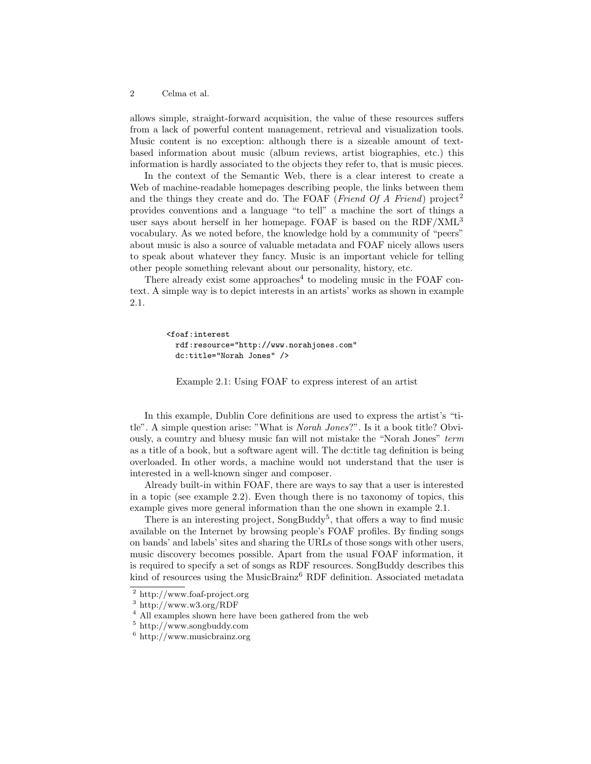allows simple, straight-forward acquisition, the value of these resources suffers from a lack of powerful content management, retrieval and visualization tools. Music content is no exception: although there is a sizeable amount of text-based information about music (album reviews, artist biographies, etc.) this information is hardly associated to the objects they refer to, that is music pieces.

In the context of the Semantic Web, there is a clear interest to create a Web of machine-readable homepages describing people, the links between them and the things they create and do. The FOAF (*Friend Of A Friend*) project[2] provides conventions and a language "to tell" a machine the sort of things a user says about herself in her homepage. FOAF is based on the RDF/XML[3] vocabulary. As we noted before, the knowledge hold by a community of "peers" about music is also a source of valuable metadata and FOAF nicely allows users to speak about whatever they fancy. Music is an important vehicle for telling other people something relevant about our personality, history, etc.

There already exist some approaches[4] to modeling music in the FOAF context. A simple way is to depict interests in an artists' works as shown in example 2.1.

```
<foaf:interest
  rdf:resource="http://www.norahjones.com"
  dc:title="Norah Jones" />
```

Example 2.1: Using FOAF to express interest of an artist

In this example, Dublin Core definitions are used to express the artist's "title". A simple question arise: "What is *Norah Jones*?". Is it a book title? Obviously, a country and bluesy music fan will not mistake the "Norah Jones" *term* as a title of a book, but a software agent will. The dc:title tag definition is being overloaded. In other words, a machine would not understand that the user is interested in a well-known singer and composer.

Already built-in within FOAF, there are ways to say that a user is interested in a topic (see example 2.2). Even though there is no taxonomy of topics, this example gives more general information than the one shown in example 2.1.

There is an interesting project, SongBuddy[5], that offers a way to find music available on the Internet by browsing people's FOAF profiles. By finding songs on bands' and labels' sites and sharing the URLs of those songs with other users, music discovery becomes possible. Apart from the usual FOAF information, it is required to specify a set of songs as RDF resources. SongBuddy describes this kind of resources using the MusicBrainz[6] RDF definition. Associated metadata

[2] http://www.foaf-project.org

[3] http://www.w3.org/RDF

[4] All examples shown here have been gathered from the web

[5] http://www.songbuddy.com

[6] http://www.musicbrainz.org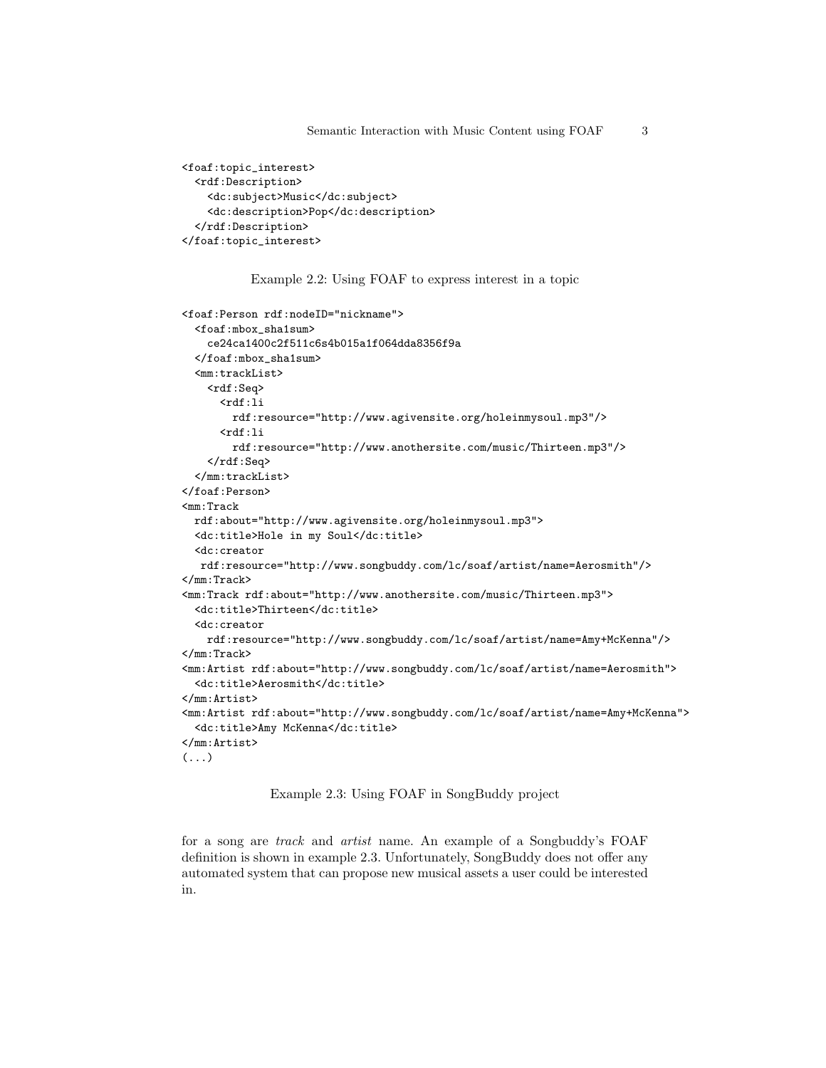```
<foaf:topic_interest>
  <rdf:Description>
    <dc:subject>Music</dc:subject>
    <dc:description>Pop</dc:description>
  </rdf:Description>
</foaf:topic_interest>
```

Example 2.2: Using FOAF to express interest in a topic

```
<foaf:Person rdf:nodeID="nickname">
  <foaf:mbox_sha1sum>
    ce24ca1400c2f511c6s4b015a1f064dda8356f9a
  </foaf:mbox_sha1sum>
  <mm:trackList>
    <rdf:Seq>
      <rdf:li
        rdf:resource="http://www.agivensite.org/holeinmysoul.mp3"/>
      <rdf:li
        rdf:resource="http://www.anothersite.com/music/Thirteen.mp3"/>
    </rdf:Seq>
  </mm:trackList>
</foaf:Person>
<mm:Track
  rdf:about="http://www.agivensite.org/holeinmysoul.mp3">
  <dc:title>Hole in my Soul</dc:title>
  <dc:creator
   rdf:resource="http://www.songbuddy.com/lc/soaf/artist/name=Aerosmith"/>
</mm:Track>
<mm:Track rdf:about="http://www.anothersite.com/music/Thirteen.mp3">
  <dc:title>Thirteen</dc:title>
  <dc:creator
    rdf:resource="http://www.songbuddy.com/lc/soaf/artist/name=Amy+McKenna"/>
</mm:Track>
<mm:Artist rdf:about="http://www.songbuddy.com/lc/soaf/artist/name=Aerosmith">
  <dc:title>Aerosmith</dc:title>
</mm:Artist>
<mm:Artist rdf:about="http://www.songbuddy.com/lc/soaf/artist/name=Amy+McKenna">
  <dc:title>Amy McKenna</dc:title>
</mm:Artist>
(...)
```

Example 2.3: Using FOAF in SongBuddy project

for a song are *track* and *artist* name. An example of a Songbuddy's FOAF definition is shown in example 2.3. Unfortunately, SongBuddy does not offer any automated system that can propose new musical assets a user could be interested in.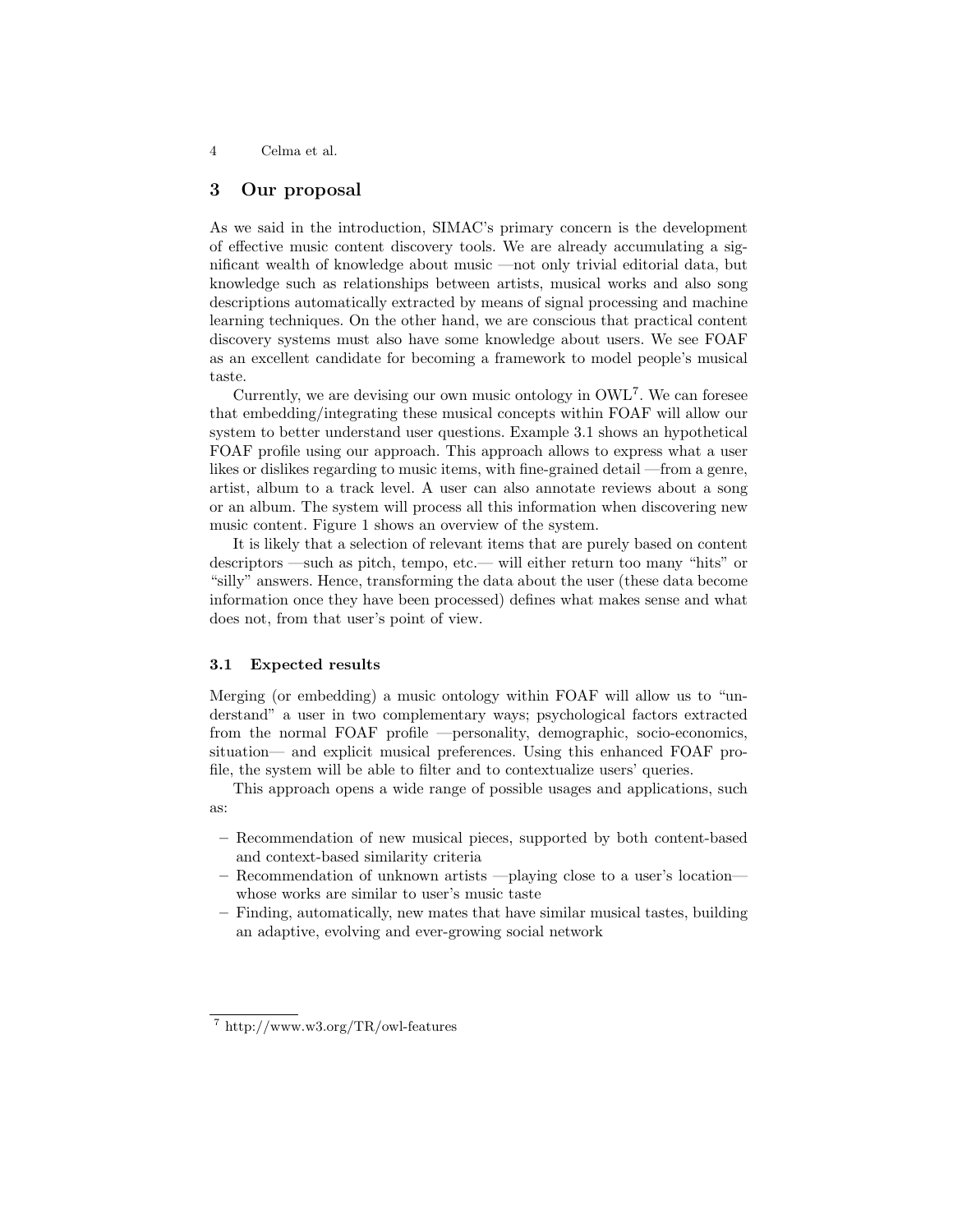## 3 Our proposal

As we said in the introduction, SIMAC's primary concern is the development of effective music content discovery tools. We are already accumulating a significant wealth of knowledge about music —not only trivial editorial data, but knowledge such as relationships between artists, musical works and also song descriptions automatically extracted by means of signal processing and machine learning techniques. On the other hand, we are conscious that practical content discovery systems must also have some knowledge about users. We see FOAF as an excellent candidate for becoming a framework to model people's musical taste.

Currently, we are devising our own music ontology in OWL[7]. We can foresee that embedding/integrating these musical concepts within FOAF will allow our system to better understand user questions. Example 3.1 shows an hypothetical FOAF profile using our approach. This approach allows to express what a user likes or dislikes regarding to music items, with fine-grained detail —from a genre, artist, album to a track level. A user can also annotate reviews about a song or an album. The system will process all this information when discovering new music content. Figure 1 shows an overview of the system.

It is likely that a selection of relevant items that are purely based on content descriptors —such as pitch, tempo, etc.— will either return too many "hits" or "silly" answers. Hence, transforming the data about the user (these data become information once they have been processed) defines what makes sense and what does not, from that user's point of view.

### 3.1 Expected results

Merging (or embedding) a music ontology within FOAF will allow us to "understand" a user in two complementary ways; psychological factors extracted from the normal FOAF profile —personality, demographic, socio-economics, situation— and explicit musical preferences. Using this enhanced FOAF profile, the system will be able to filter and to contextualize users' queries.

This approach opens a wide range of possible usages and applications, such as:

- Recommendation of new musical pieces, supported by both content-based and context-based similarity criteria
- Recommendation of unknown artists —playing close to a user's location— whose works are similar to user's music taste
- Finding, automatically, new mates that have similar musical tastes, building an adaptive, evolving and ever-growing social network

[7] http://www.w3.org/TR/owl-features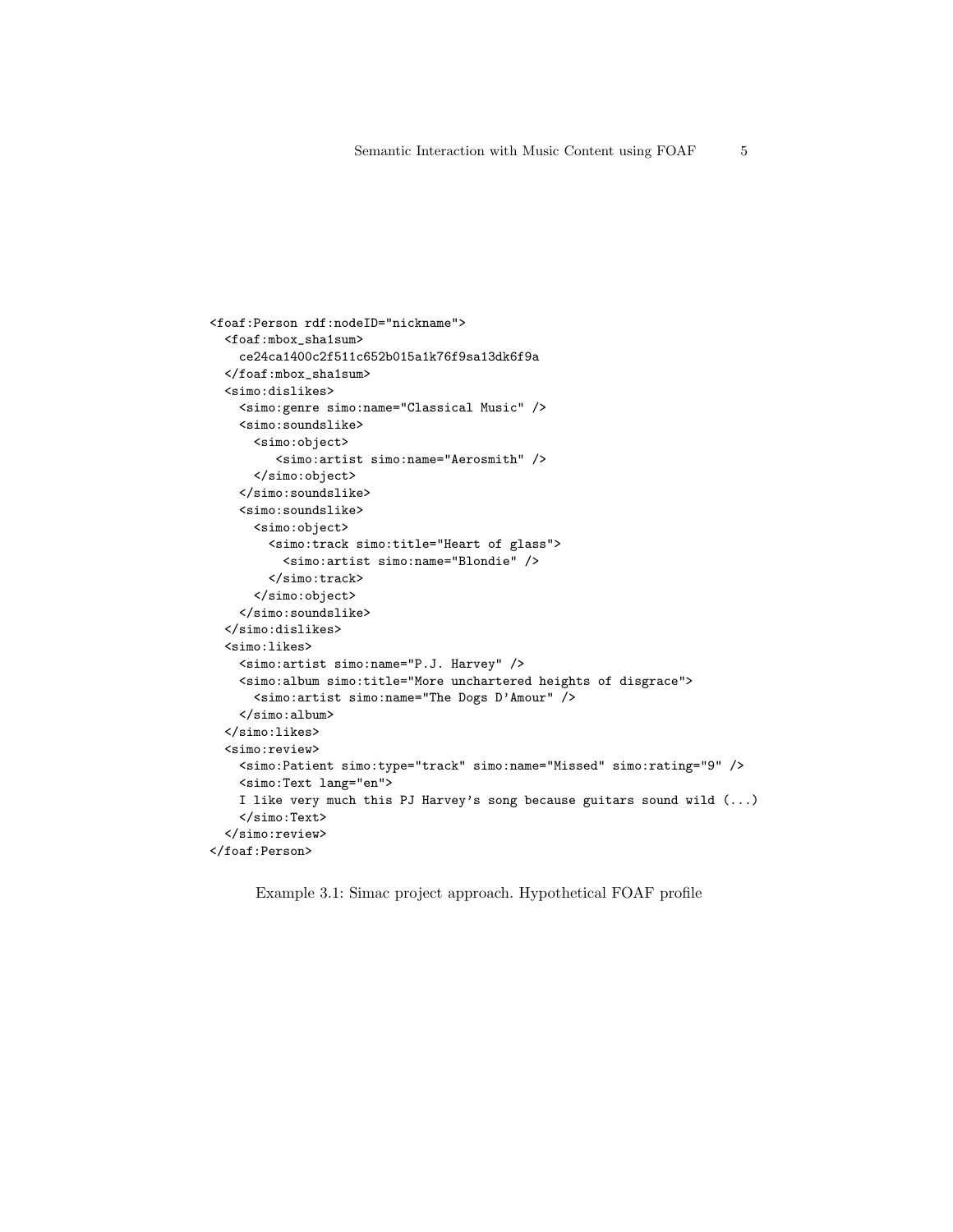```
<foaf:Person rdf:nodeID="nickname">
  <foaf:mbox_sha1sum>
    ce24ca1400c2f511c652b015a1k76f9sa13dk6f9a
  </foaf:mbox_sha1sum>
  <simo:dislikes>
    <simo:genre simo:name="Classical Music" />
    <simo:soundslike>
      <simo:object>
         <simo:artist simo:name="Aerosmith" />
      </simo:object>
    </simo:soundslike>
    <simo:soundslike>
      <simo:object>
        <simo:track simo:title="Heart of glass">
          <simo:artist simo:name="Blondie" />
        </simo:track>
      </simo:object>
    </simo:soundslike>
  </simo:dislikes>
  <simo:likes>
    <simo:artist simo:name="P.J. Harvey" />
    <simo:album simo:title="More unchartered heights of disgrace">
      <simo:artist simo:name="The Dogs D'Amour" />
    </simo:album>
  </simo:likes>
  <simo:review>
    <simo:Patient simo:type="track" simo:name="Missed" simo:rating="9" />
    <simo:Text lang="en">
    I like very much this PJ Harvey's song because guitars sound wild (...)
    </simo:Text>
  </simo:review>
</foaf:Person>
```

Example 3.1: Simac project approach. Hypothetical FOAF profile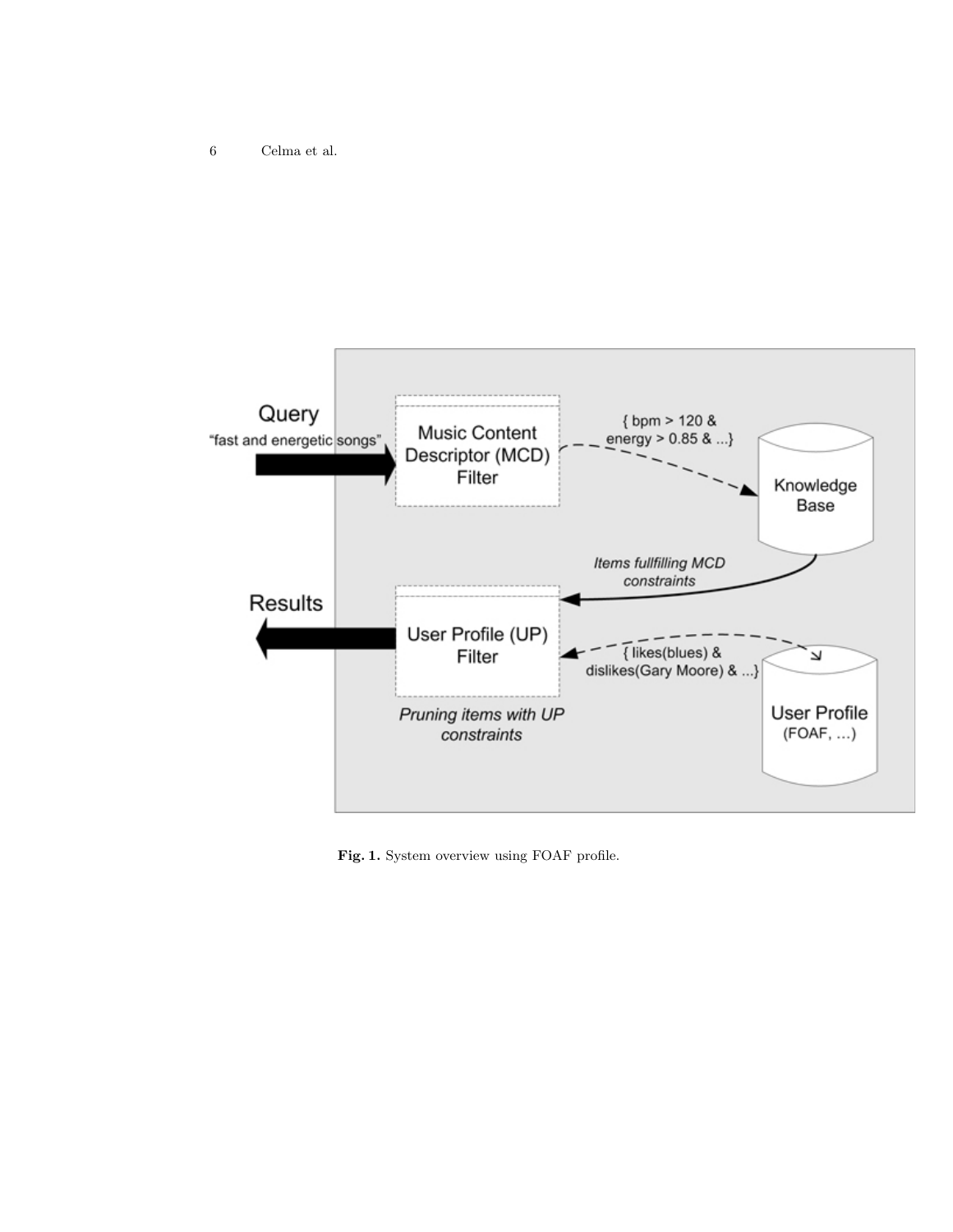Query

"fast and energetic songs"

Music Content Descriptor (MCD) Filter

{ bpm > 120 & energy > 0.85 & ...}

Knowledge Base

Items fullfilling MCD constraints

Results

User Profile (UP) Filter

{ likes(blues) & dislikes(Gary Moore) & ...}

User Profile (FOAF, ...)

Pruning items with UP constraints

**Fig. 1.** System overview using FOAF profile.